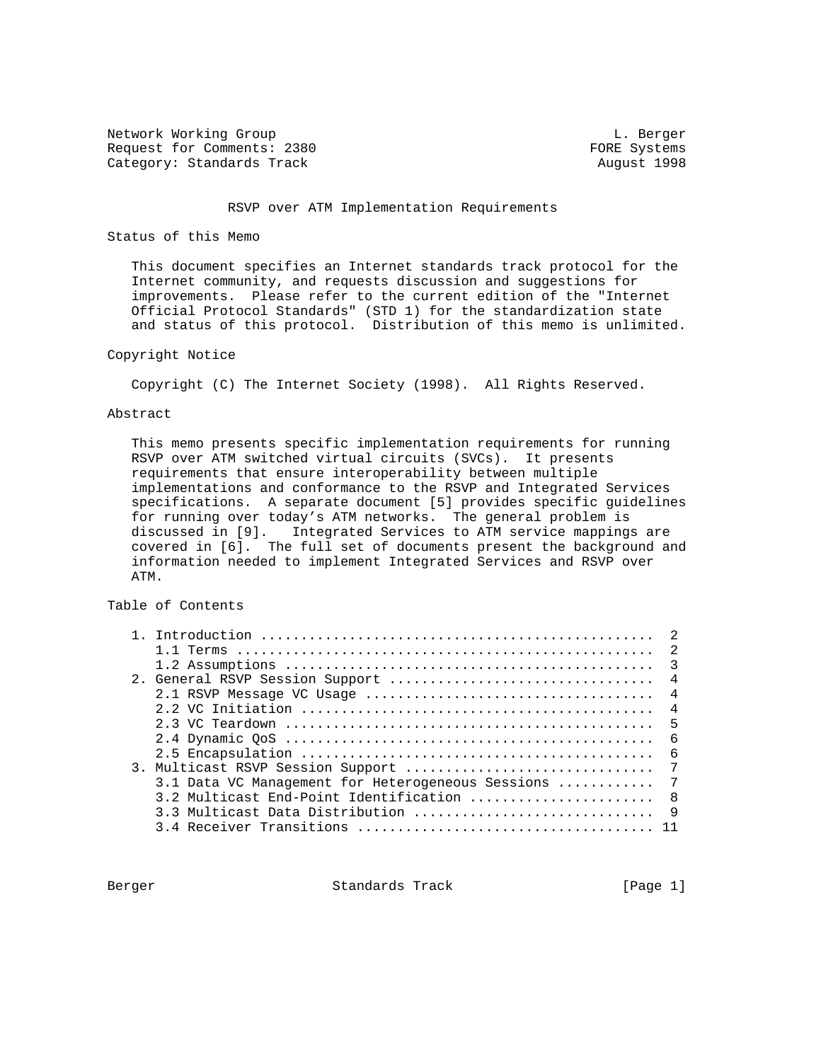Network Working Group L. Berger
Request for Comments: 2380 FORE Systems
Category: Standards Track August 1998

# RSVP over ATM Implementation Requirements

## Status of this Memo

This document specifies an Internet standards track protocol for the Internet community, and requests discussion and suggestions for improvements. Please refer to the current edition of the "Internet Official Protocol Standards" (STD 1) for the standardization state and status of this protocol. Distribution of this memo is unlimited.

## Copyright Notice

Copyright (C) The Internet Society (1998). All Rights Reserved.

## Abstract

This memo presents specific implementation requirements for running RSVP over ATM switched virtual circuits (SVCs). It presents requirements that ensure interoperability between multiple implementations and conformance to the RSVP and Integrated Services specifications. A separate document [5] provides specific guidelines for running over today's ATM networks. The general problem is discussed in [9]. Integrated Services to ATM service mappings are covered in [6]. The full set of documents present the background and information needed to implement Integrated Services and RSVP over ATM.

## Table of Contents

```
1. Introduction ................................................  2
   1.1 Terms ...................................................  2
   1.2 Assumptions .............................................  3
2. General RSVP Session Support ................................  4
   2.1 RSVP Message VC Usage ...................................  4
   2.2 VC Initiation ...........................................  4
   2.3 VC Teardown .............................................  5
   2.4 Dynamic QoS .............................................  6
   2.5 Encapsulation ...........................................  6
3. Multicast RSVP Session Support ..............................  7
   3.1 Data VC Management for Heterogeneous Sessions ...........  7
   3.2 Multicast End-Point Identification ......................  8
   3.3 Multicast Data Distribution .............................  9
   3.4 Receiver Transitions .................................... 11
```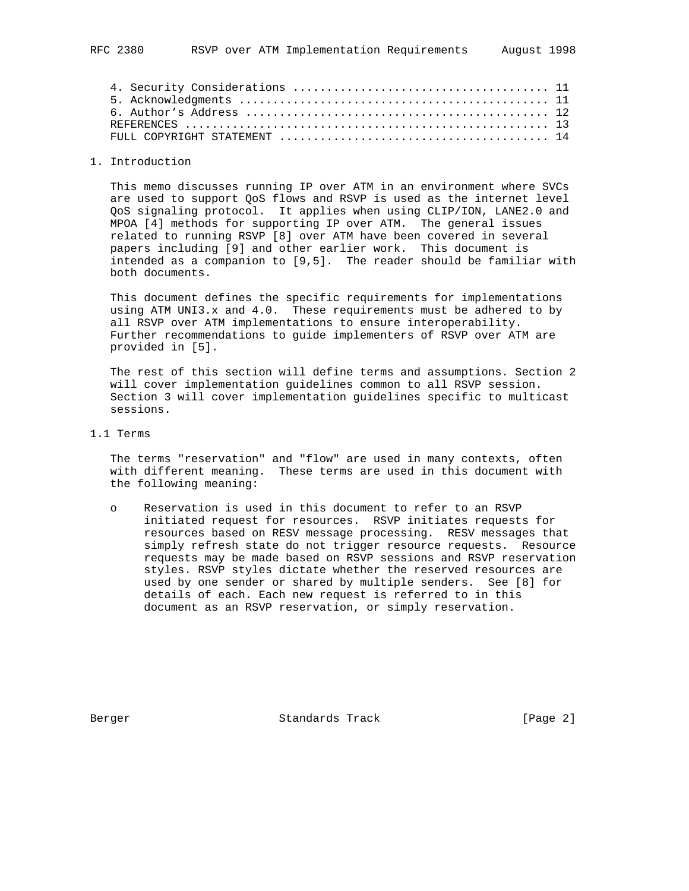4. Security Considerations ..................................... 11
5. Acknowledgments ............................................. 11
6. Author's Address ............................................ 12
REFERENCES ..................................................... 13
FULL COPYRIGHT STATEMENT ....................................... 14

## 1. Introduction

This memo discusses running IP over ATM in an environment where SVCs are used to support QoS flows and RSVP is used as the internet level QoS signaling protocol. It applies when using CLIP/ION, LANE2.0 and MPOA [4] methods for supporting IP over ATM. The general issues related to running RSVP [8] over ATM have been covered in several papers including [9] and other earlier work. This document is intended as a companion to [9,5]. The reader should be familiar with both documents.

This document defines the specific requirements for implementations using ATM UNI3.x and 4.0. These requirements must be adhered to by all RSVP over ATM implementations to ensure interoperability. Further recommendations to guide implementers of RSVP over ATM are provided in [5].

The rest of this section will define terms and assumptions. Section 2 will cover implementation guidelines common to all RSVP session. Section 3 will cover implementation guidelines specific to multicast sessions.

### 1.1 Terms

The terms "reservation" and "flow" are used in many contexts, often with different meaning. These terms are used in this document with the following meaning:

- Reservation is used in this document to refer to an RSVP initiated request for resources. RSVP initiates requests for resources based on RESV message processing. RESV messages that simply refresh state do not trigger resource requests. Resource requests may be made based on RSVP sessions and RSVP reservation styles. RSVP styles dictate whether the reserved resources are used by one sender or shared by multiple senders. See [8] for details of each. Each new request is referred to in this document as an RSVP reservation, or simply reservation.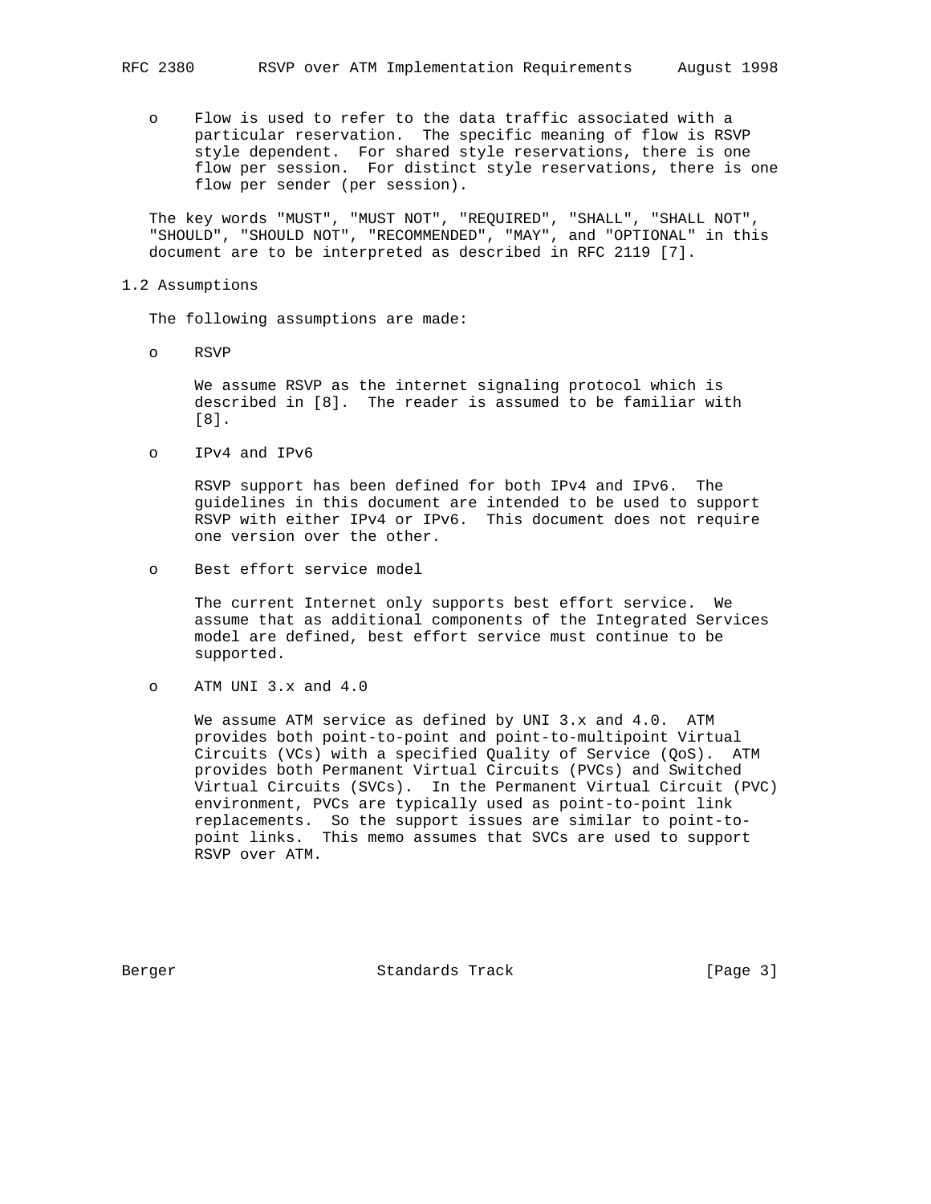- Flow is used to refer to the data traffic associated with a particular reservation. The specific meaning of flow is RSVP style dependent. For shared style reservations, there is one flow per session. For distinct style reservations, there is one flow per sender (per session).

The key words "MUST", "MUST NOT", "REQUIRED", "SHALL", "SHALL NOT", "SHOULD", "SHOULD NOT", "RECOMMENDED", "MAY", and "OPTIONAL" in this document are to be interpreted as described in RFC 2119 [7].

## 1.2 Assumptions

The following assumptions are made:

- RSVP

  We assume RSVP as the internet signaling protocol which is described in [8]. The reader is assumed to be familiar with [8].

- IPv4 and IPv6

  RSVP support has been defined for both IPv4 and IPv6. The guidelines in this document are intended to be used to support RSVP with either IPv4 or IPv6. This document does not require one version over the other.

- Best effort service model

  The current Internet only supports best effort service. We assume that as additional components of the Integrated Services model are defined, best effort service must continue to be supported.

- ATM UNI 3.x and 4.0

  We assume ATM service as defined by UNI 3.x and 4.0. ATM provides both point-to-point and point-to-multipoint Virtual Circuits (VCs) with a specified Quality of Service (QoS). ATM provides both Permanent Virtual Circuits (PVCs) and Switched Virtual Circuits (SVCs). In the Permanent Virtual Circuit (PVC) environment, PVCs are typically used as point-to-point link replacements. So the support issues are similar to point-to-point links. This memo assumes that SVCs are used to support RSVP over ATM.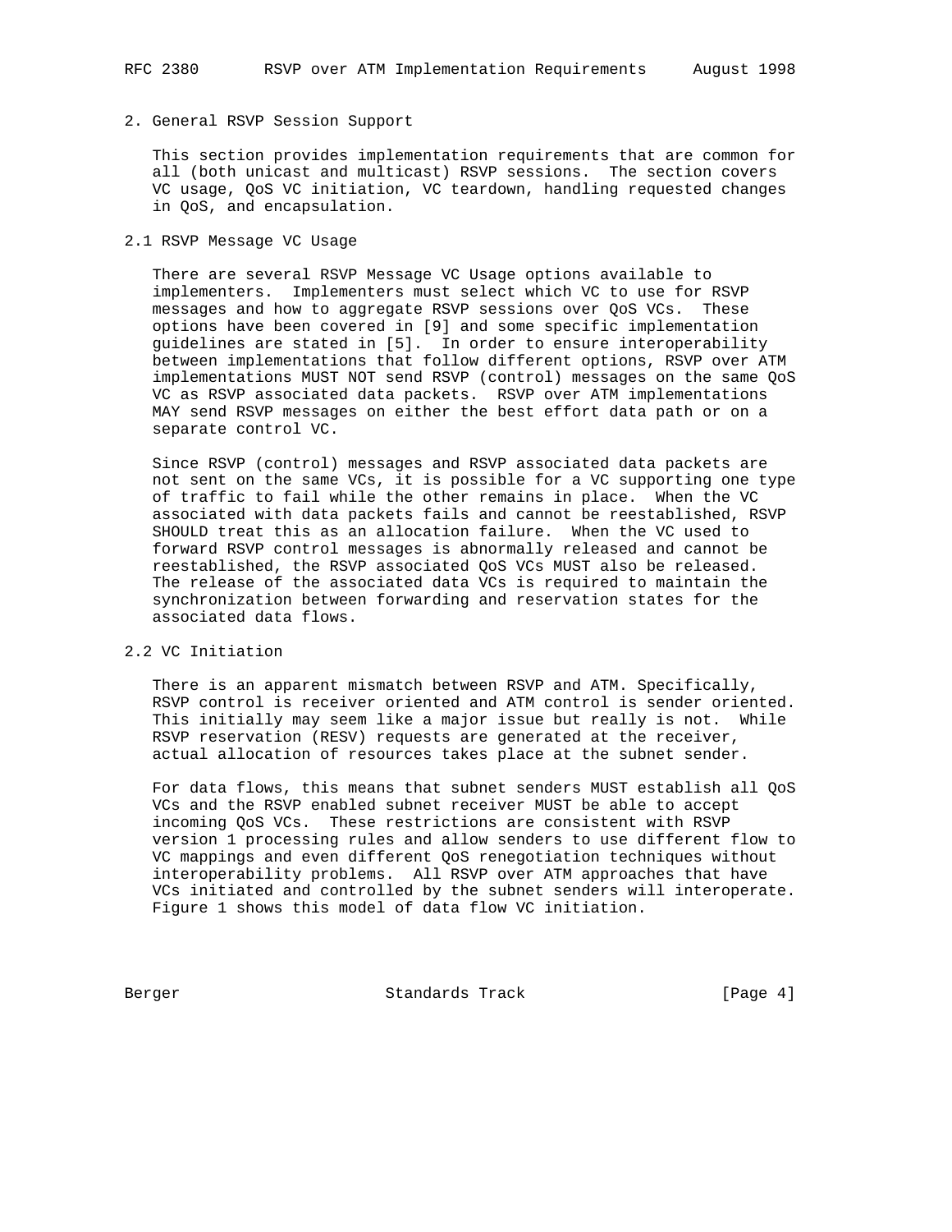## 2. General RSVP Session Support

This section provides implementation requirements that are common for all (both unicast and multicast) RSVP sessions. The section covers VC usage, QoS VC initiation, VC teardown, handling requested changes in QoS, and encapsulation.

### 2.1 RSVP Message VC Usage

There are several RSVP Message VC Usage options available to implementers. Implementers must select which VC to use for RSVP messages and how to aggregate RSVP sessions over QoS VCs. These options have been covered in [9] and some specific implementation guidelines are stated in [5]. In order to ensure interoperability between implementations that follow different options, RSVP over ATM implementations MUST NOT send RSVP (control) messages on the same QoS VC as RSVP associated data packets. RSVP over ATM implementations MAY send RSVP messages on either the best effort data path or on a separate control VC.

Since RSVP (control) messages and RSVP associated data packets are not sent on the same VCs, it is possible for a VC supporting one type of traffic to fail while the other remains in place. When the VC associated with data packets fails and cannot be reestablished, RSVP SHOULD treat this as an allocation failure. When the VC used to forward RSVP control messages is abnormally released and cannot be reestablished, the RSVP associated QoS VCs MUST also be released. The release of the associated data VCs is required to maintain the synchronization between forwarding and reservation states for the associated data flows.

### 2.2 VC Initiation

There is an apparent mismatch between RSVP and ATM. Specifically, RSVP control is receiver oriented and ATM control is sender oriented. This initially may seem like a major issue but really is not. While RSVP reservation (RESV) requests are generated at the receiver, actual allocation of resources takes place at the subnet sender.

For data flows, this means that subnet senders MUST establish all QoS VCs and the RSVP enabled subnet receiver MUST be able to accept incoming QoS VCs. These restrictions are consistent with RSVP version 1 processing rules and allow senders to use different flow to VC mappings and even different QoS renegotiation techniques without interoperability problems. All RSVP over ATM approaches that have VCs initiated and controlled by the subnet senders will interoperate. Figure 1 shows this model of data flow VC initiation.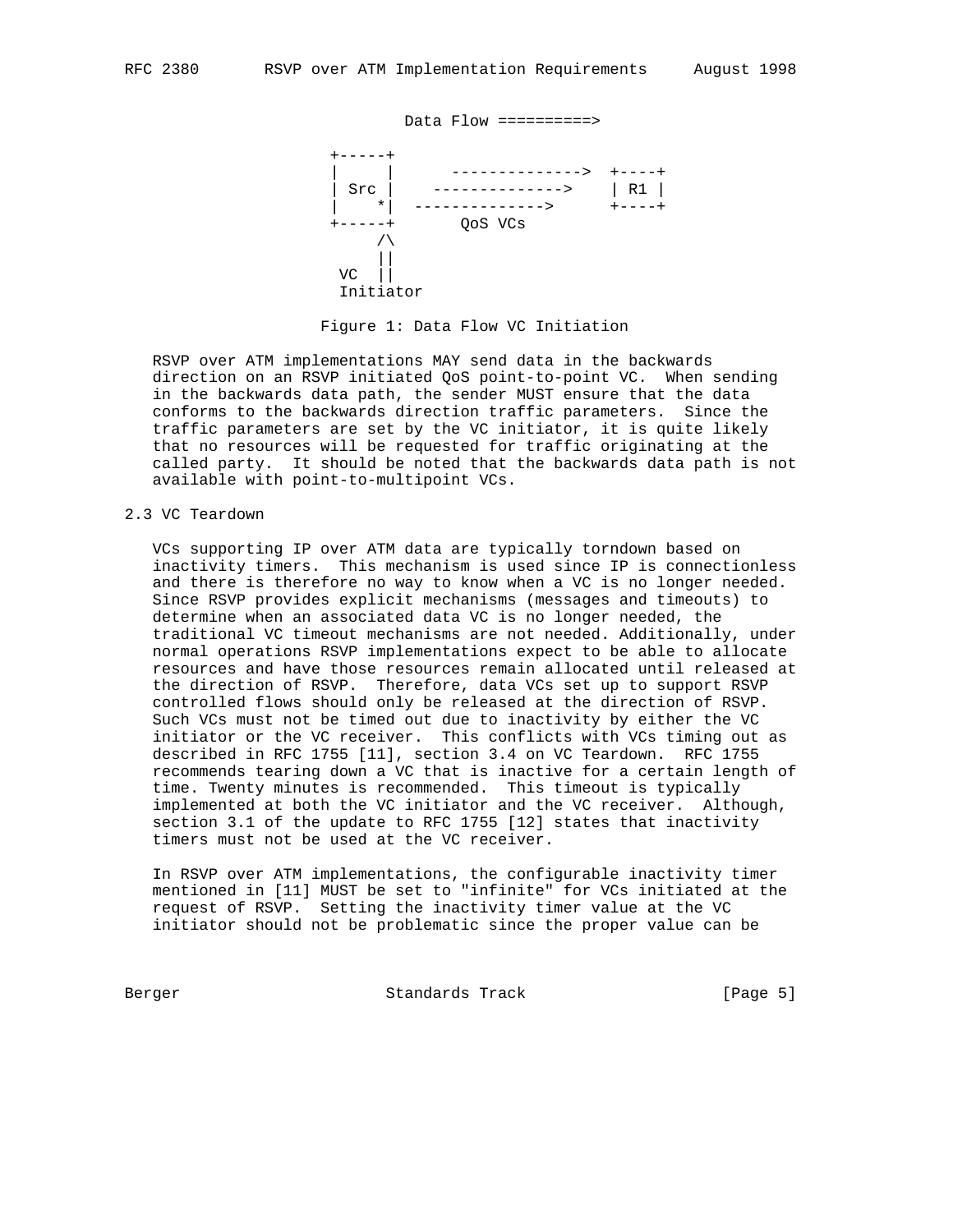```
                      Data Flow ==========>

                +-----+
                |     |      -------------->  +----+
                | Src |    -------------->    | R1 |
                |    *|  -------------->      +----+
                +-----+       QoS VCs
                    /\
                    ||
                 VC ||
                 Initiator
```

Figure 1: Data Flow VC Initiation

RSVP over ATM implementations MAY send data in the backwards direction on an RSVP initiated QoS point-to-point VC. When sending in the backwards data path, the sender MUST ensure that the data conforms to the backwards direction traffic parameters. Since the traffic parameters are set by the VC initiator, it is quite likely that no resources will be requested for traffic originating at the called party. It should be noted that the backwards data path is not available with point-to-multipoint VCs.

## 2.3 VC Teardown

VCs supporting IP over ATM data are typically torndown based on inactivity timers. This mechanism is used since IP is connectionless and there is therefore no way to know when a VC is no longer needed. Since RSVP provides explicit mechanisms (messages and timeouts) to determine when an associated data VC is no longer needed, the traditional VC timeout mechanisms are not needed. Additionally, under normal operations RSVP implementations expect to be able to allocate resources and have those resources remain allocated until released at the direction of RSVP. Therefore, data VCs set up to support RSVP controlled flows should only be released at the direction of RSVP. Such VCs must not be timed out due to inactivity by either the VC initiator or the VC receiver. This conflicts with VCs timing out as described in RFC 1755 [11], section 3.4 on VC Teardown. RFC 1755 recommends tearing down a VC that is inactive for a certain length of time. Twenty minutes is recommended. This timeout is typically implemented at both the VC initiator and the VC receiver. Although, section 3.1 of the update to RFC 1755 [12] states that inactivity timers must not be used at the VC receiver.

In RSVP over ATM implementations, the configurable inactivity timer mentioned in [11] MUST be set to "infinite" for VCs initiated at the request of RSVP. Setting the inactivity timer value at the VC initiator should not be problematic since the proper value can be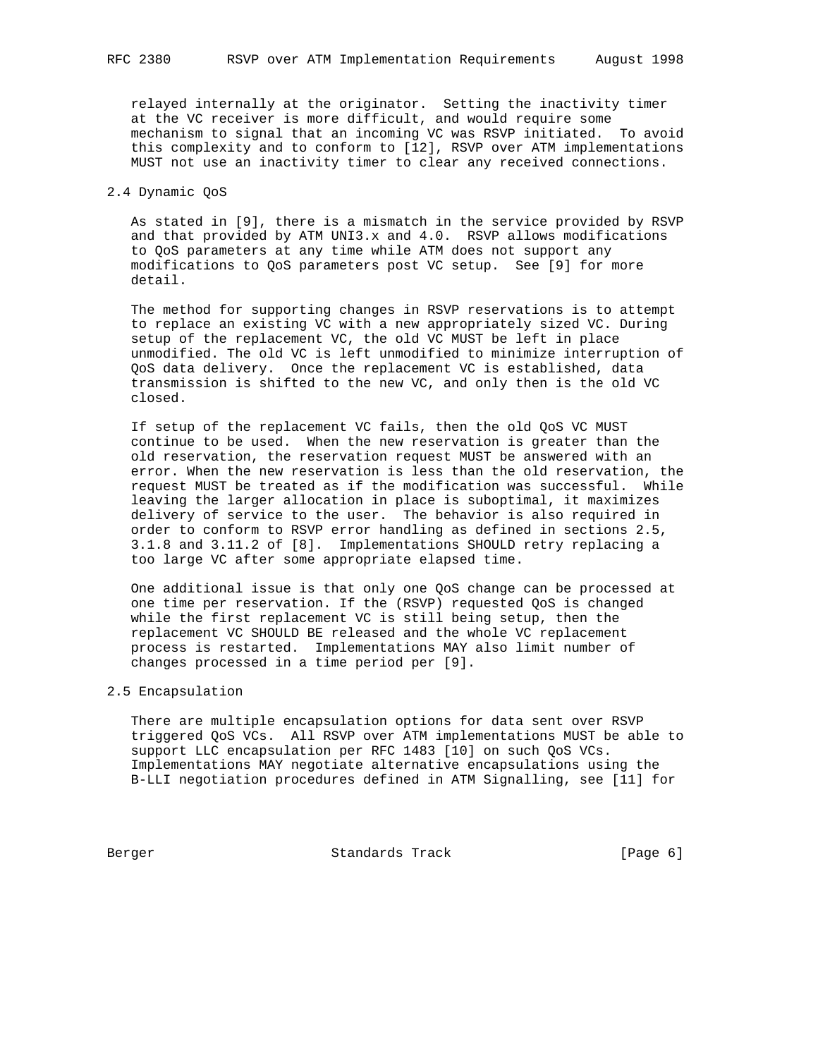relayed internally at the originator. Setting the inactivity timer at the VC receiver is more difficult, and would require some mechanism to signal that an incoming VC was RSVP initiated. To avoid this complexity and to conform to [12], RSVP over ATM implementations MUST not use an inactivity timer to clear any received connections.

## 2.4 Dynamic QoS

As stated in [9], there is a mismatch in the service provided by RSVP and that provided by ATM UNI3.x and 4.0. RSVP allows modifications to QoS parameters at any time while ATM does not support any modifications to QoS parameters post VC setup. See [9] for more detail.

The method for supporting changes in RSVP reservations is to attempt to replace an existing VC with a new appropriately sized VC. During setup of the replacement VC, the old VC MUST be left in place unmodified. The old VC is left unmodified to minimize interruption of QoS data delivery. Once the replacement VC is established, data transmission is shifted to the new VC, and only then is the old VC closed.

If setup of the replacement VC fails, then the old QoS VC MUST continue to be used. When the new reservation is greater than the old reservation, the reservation request MUST be answered with an error. When the new reservation is less than the old reservation, the request MUST be treated as if the modification was successful. While leaving the larger allocation in place is suboptimal, it maximizes delivery of service to the user. The behavior is also required in order to conform to RSVP error handling as defined in sections 2.5, 3.1.8 and 3.11.2 of [8]. Implementations SHOULD retry replacing a too large VC after some appropriate elapsed time.

One additional issue is that only one QoS change can be processed at one time per reservation. If the (RSVP) requested QoS is changed while the first replacement VC is still being setup, then the replacement VC SHOULD BE released and the whole VC replacement process is restarted. Implementations MAY also limit number of changes processed in a time period per [9].

## 2.5 Encapsulation

There are multiple encapsulation options for data sent over RSVP triggered QoS VCs. All RSVP over ATM implementations MUST be able to support LLC encapsulation per RFC 1483 [10] on such QoS VCs. Implementations MAY negotiate alternative encapsulations using the B-LLI negotiation procedures defined in ATM Signalling, see [11] for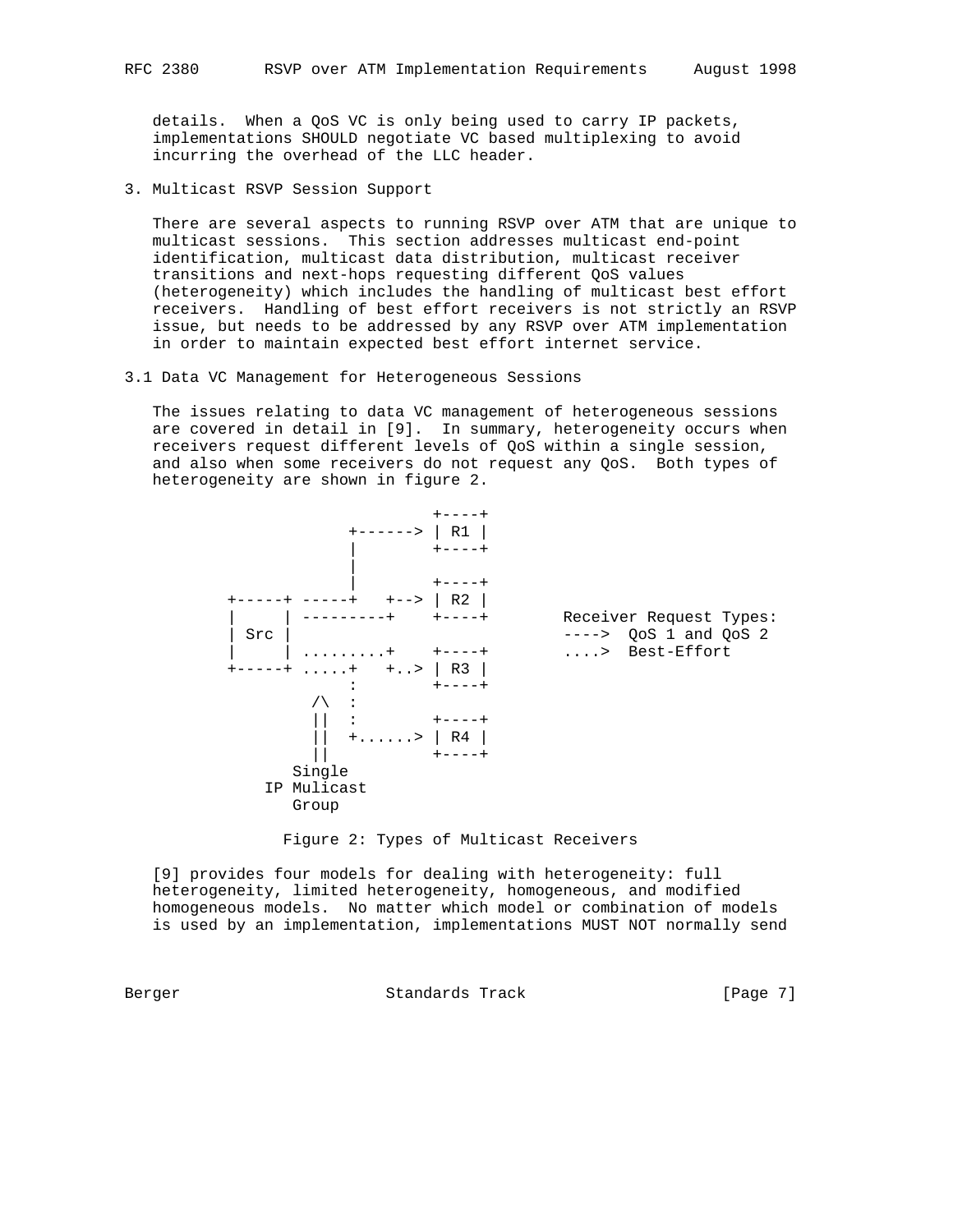details. When a QoS VC is only being used to carry IP packets, implementations SHOULD negotiate VC based multiplexing to avoid incurring the overhead of the LLC header.

## 3. Multicast RSVP Session Support

There are several aspects to running RSVP over ATM that are unique to multicast sessions. This section addresses multicast end-point identification, multicast data distribution, multicast receiver transitions and next-hops requesting different QoS values (heterogeneity) which includes the handling of multicast best effort receivers. Handling of best effort receivers is not strictly an RSVP issue, but needs to be addressed by any RSVP over ATM implementation in order to maintain expected best effort internet service.

### 3.1 Data VC Management for Heterogeneous Sessions

The issues relating to data VC management of heterogeneous sessions are covered in detail in [9]. In summary, heterogeneity occurs when receivers request different levels of QoS within a single session, and also when some receivers do not request any QoS. Both types of heterogeneity are shown in figure 2.

```
                           +----+
                  +------> | R1 |
                  |        +----+
                  |
                  |        +----+
     +-----+ -----+   +--> | R2 |
     |     | ---------+    +----+        Receiver Request Types:
     | Src |                             ---->  QoS 1 and QoS 2
     |     | .........+    +----+        ....>  Best-Effort
     +-----+ .....+   +..> | R3 |
                  :        +----+
              /\  :
              ||  :        +----+
              ||  +......> | R4 |
              ||           +----+
            Single
         IP Mulicast
            Group
```

Figure 2: Types of Multicast Receivers

[9] provides four models for dealing with heterogeneity: full heterogeneity, limited heterogeneity, homogeneous, and modified homogeneous models. No matter which model or combination of models is used by an implementation, implementations MUST NOT normally send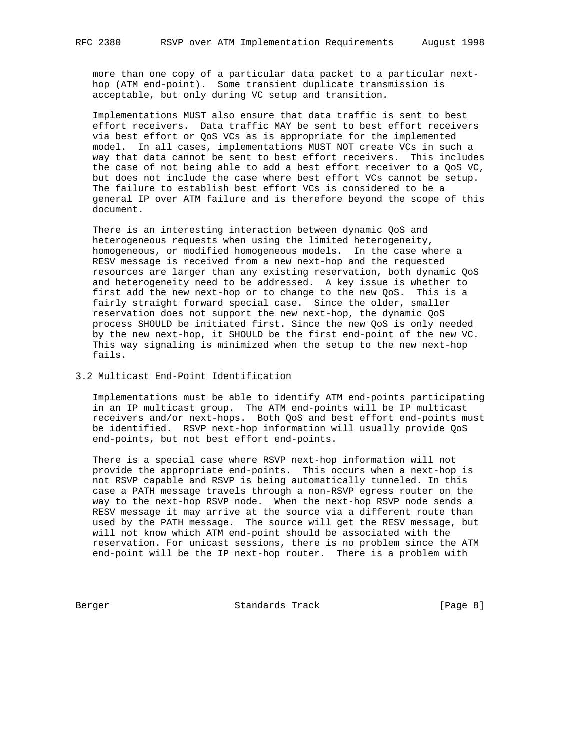more than one copy of a particular data packet to a particular next-hop (ATM end-point). Some transient duplicate transmission is acceptable, but only during VC setup and transition.

Implementations MUST also ensure that data traffic is sent to best effort receivers. Data traffic MAY be sent to best effort receivers via best effort or QoS VCs as is appropriate for the implemented model. In all cases, implementations MUST NOT create VCs in such a way that data cannot be sent to best effort receivers. This includes the case of not being able to add a best effort receiver to a QoS VC, but does not include the case where best effort VCs cannot be setup. The failure to establish best effort VCs is considered to be a general IP over ATM failure and is therefore beyond the scope of this document.

There is an interesting interaction between dynamic QoS and heterogeneous requests when using the limited heterogeneity, homogeneous, or modified homogeneous models. In the case where a RESV message is received from a new next-hop and the requested resources are larger than any existing reservation, both dynamic QoS and heterogeneity need to be addressed. A key issue is whether to first add the new next-hop or to change to the new QoS. This is a fairly straight forward special case. Since the older, smaller reservation does not support the new next-hop, the dynamic QoS process SHOULD be initiated first. Since the new QoS is only needed by the new next-hop, it SHOULD be the first end-point of the new VC. This way signaling is minimized when the setup to the new next-hop fails.

## 3.2 Multicast End-Point Identification

Implementations must be able to identify ATM end-points participating in an IP multicast group. The ATM end-points will be IP multicast receivers and/or next-hops. Both QoS and best effort end-points must be identified. RSVP next-hop information will usually provide QoS end-points, but not best effort end-points.

There is a special case where RSVP next-hop information will not provide the appropriate end-points. This occurs when a next-hop is not RSVP capable and RSVP is being automatically tunneled. In this case a PATH message travels through a non-RSVP egress router on the way to the next-hop RSVP node. When the next-hop RSVP node sends a RESV message it may arrive at the source via a different route than used by the PATH message. The source will get the RESV message, but will not know which ATM end-point should be associated with the reservation. For unicast sessions, there is no problem since the ATM end-point will be the IP next-hop router. There is a problem with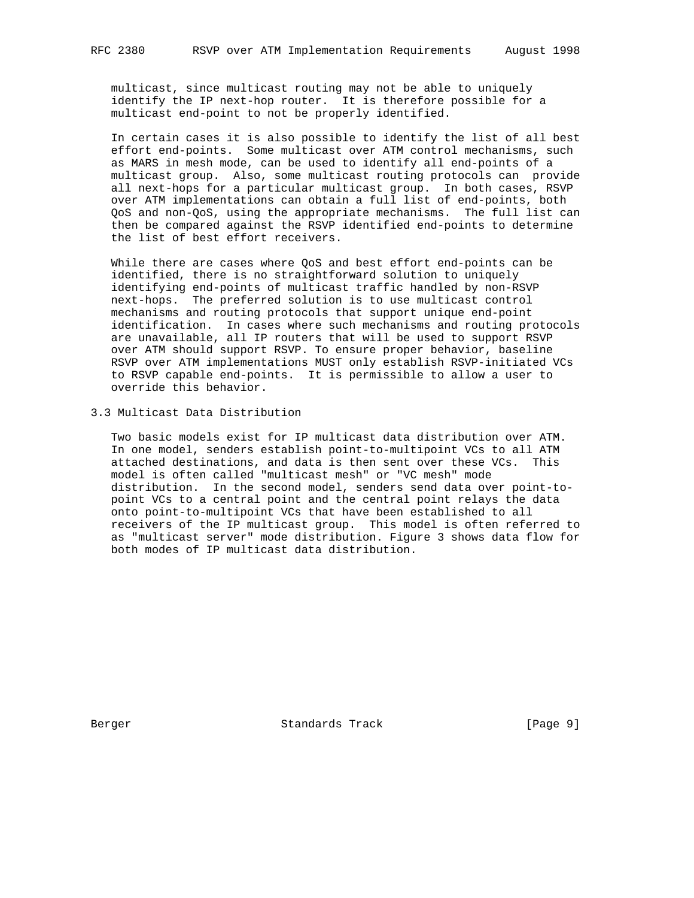multicast, since multicast routing may not be able to uniquely identify the IP next-hop router. It is therefore possible for a multicast end-point to not be properly identified.

In certain cases it is also possible to identify the list of all best effort end-points. Some multicast over ATM control mechanisms, such as MARS in mesh mode, can be used to identify all end-points of a multicast group. Also, some multicast routing protocols can provide all next-hops for a particular multicast group. In both cases, RSVP over ATM implementations can obtain a full list of end-points, both QoS and non-QoS, using the appropriate mechanisms. The full list can then be compared against the RSVP identified end-points to determine the list of best effort receivers.

While there are cases where QoS and best effort end-points can be identified, there is no straightforward solution to uniquely identifying end-points of multicast traffic handled by non-RSVP next-hops. The preferred solution is to use multicast control mechanisms and routing protocols that support unique end-point identification. In cases where such mechanisms and routing protocols are unavailable, all IP routers that will be used to support RSVP over ATM should support RSVP. To ensure proper behavior, baseline RSVP over ATM implementations MUST only establish RSVP-initiated VCs to RSVP capable end-points. It is permissible to allow a user to override this behavior.

## 3.3 Multicast Data Distribution

Two basic models exist for IP multicast data distribution over ATM. In one model, senders establish point-to-multipoint VCs to all ATM attached destinations, and data is then sent over these VCs. This model is often called "multicast mesh" or "VC mesh" mode distribution. In the second model, senders send data over point-to-point VCs to a central point and the central point relays the data onto point-to-multipoint VCs that have been established to all receivers of the IP multicast group. This model is often referred to as "multicast server" mode distribution. Figure 3 shows data flow for both modes of IP multicast data distribution.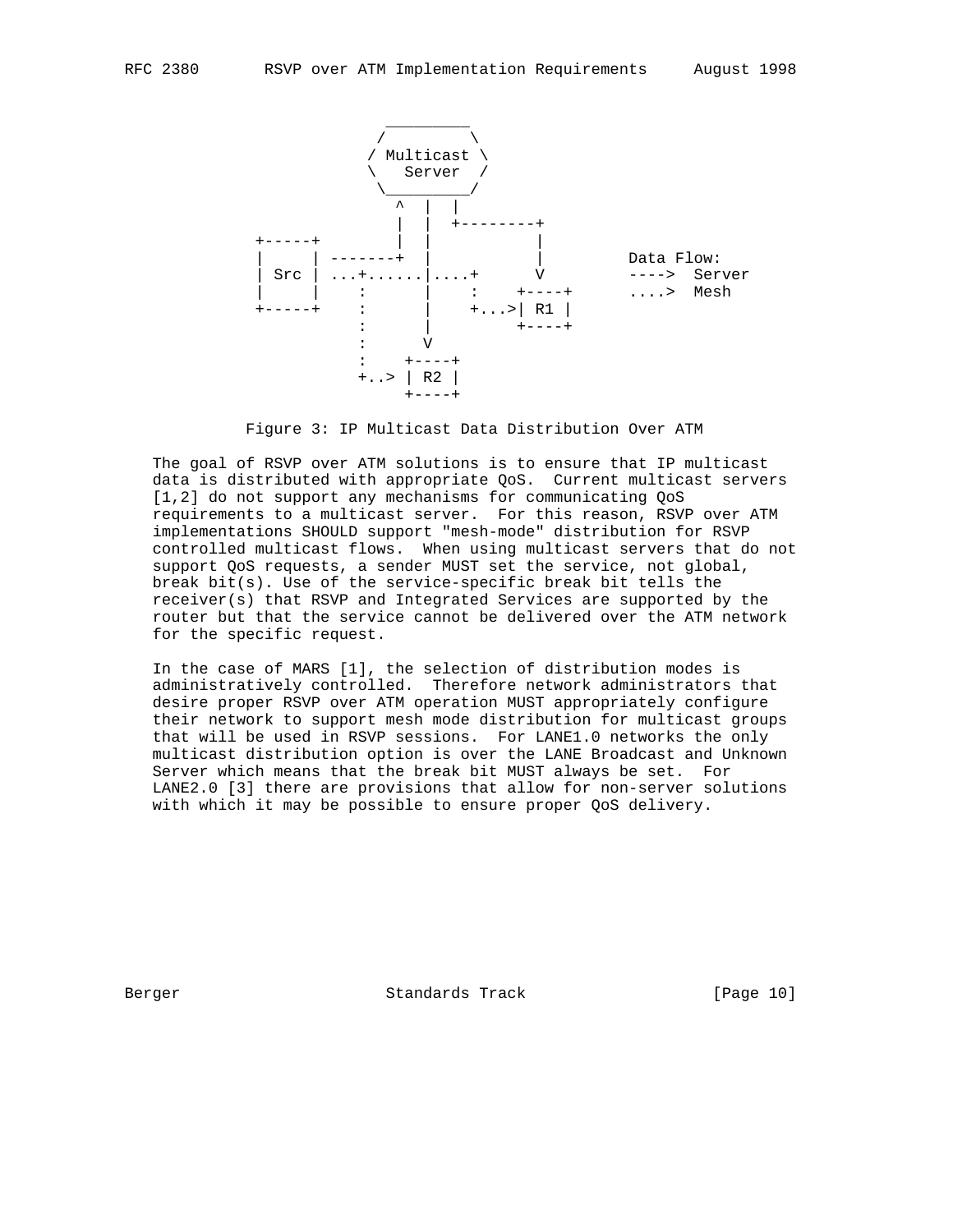```
                  _________
                 /         \
                / Multicast \
                \   Server  /
                 \_________/
                    ^  |  |
                    |  |  +--------+
       +-----+      |  |           |
       |     | -------+  |           |        Data Flow:
       | Src | ...+......|....+      V        ---->  Server
       |     |    :      |    :    +----+     ....>  Mesh
       +-----+    :      |    +...>| R1 |
                  :      |         +----+
                  :      V
                  :    +----+
                  +..> | R2 |
                       +----+
```

Figure 3: IP Multicast Data Distribution Over ATM

The goal of RSVP over ATM solutions is to ensure that IP multicast data is distributed with appropriate QoS. Current multicast servers [1,2] do not support any mechanisms for communicating QoS requirements to a multicast server. For this reason, RSVP over ATM implementations SHOULD support "mesh-mode" distribution for RSVP controlled multicast flows. When using multicast servers that do not support QoS requests, a sender MUST set the service, not global, break bit(s). Use of the service-specific break bit tells the receiver(s) that RSVP and Integrated Services are supported by the router but that the service cannot be delivered over the ATM network for the specific request.

In the case of MARS [1], the selection of distribution modes is administratively controlled. Therefore network administrators that desire proper RSVP over ATM operation MUST appropriately configure their network to support mesh mode distribution for multicast groups that will be used in RSVP sessions. For LANE1.0 networks the only multicast distribution option is over the LANE Broadcast and Unknown Server which means that the break bit MUST always be set. For LANE2.0 [3] there are provisions that allow for non-server solutions with which it may be possible to ensure proper QoS delivery.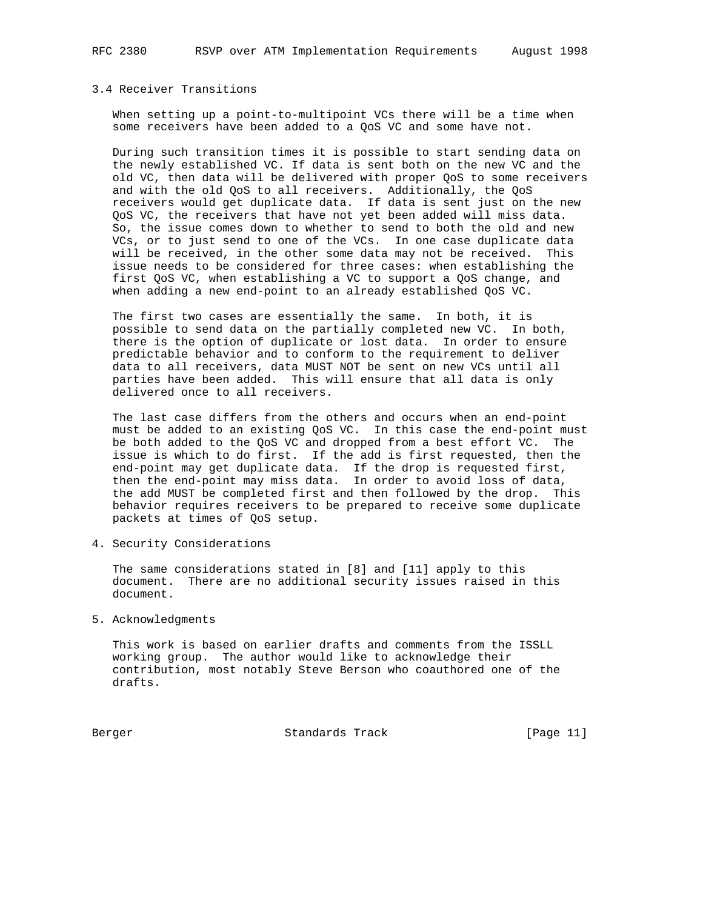### 3.4 Receiver Transitions

When setting up a point-to-multipoint VCs there will be a time when some receivers have been added to a QoS VC and some have not.

During such transition times it is possible to start sending data on the newly established VC. If data is sent both on the new VC and the old VC, then data will be delivered with proper QoS to some receivers and with the old QoS to all receivers. Additionally, the QoS receivers would get duplicate data. If data is sent just on the new QoS VC, the receivers that have not yet been added will miss data. So, the issue comes down to whether to send to both the old and new VCs, or to just send to one of the VCs. In one case duplicate data will be received, in the other some data may not be received. This issue needs to be considered for three cases: when establishing the first QoS VC, when establishing a VC to support a QoS change, and when adding a new end-point to an already established QoS VC.

The first two cases are essentially the same. In both, it is possible to send data on the partially completed new VC. In both, there is the option of duplicate or lost data. In order to ensure predictable behavior and to conform to the requirement to deliver data to all receivers, data MUST NOT be sent on new VCs until all parties have been added. This will ensure that all data is only delivered once to all receivers.

The last case differs from the others and occurs when an end-point must be added to an existing QoS VC. In this case the end-point must be both added to the QoS VC and dropped from a best effort VC. The issue is which to do first. If the add is first requested, then the end-point may get duplicate data. If the drop is requested first, then the end-point may miss data. In order to avoid loss of data, the add MUST be completed first and then followed by the drop. This behavior requires receivers to be prepared to receive some duplicate packets at times of QoS setup.

## 4. Security Considerations

The same considerations stated in [8] and [11] apply to this document. There are no additional security issues raised in this document.

## 5. Acknowledgments

This work is based on earlier drafts and comments from the ISSLL working group. The author would like to acknowledge their contribution, most notably Steve Berson who coauthored one of the drafts.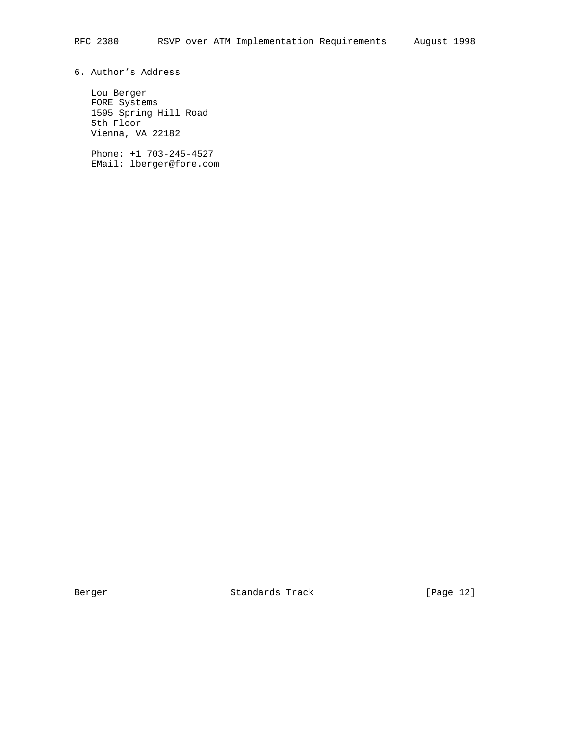## 6. Author's Address

Lou Berger
FORE Systems
1595 Spring Hill Road
5th Floor
Vienna, VA 22182

Phone: +1 703-245-4527
EMail: lberger@fore.com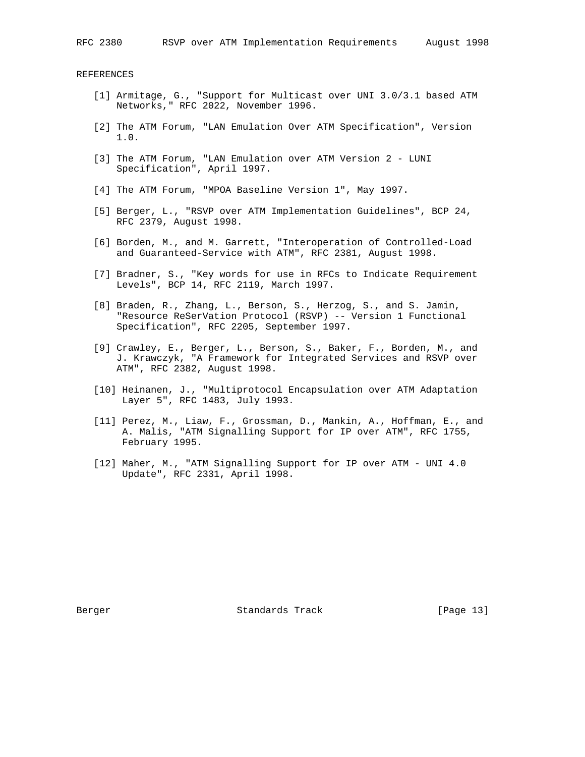## REFERENCES

[1] Armitage, G., "Support for Multicast over UNI 3.0/3.1 based ATM Networks," RFC 2022, November 1996.

[2] The ATM Forum, "LAN Emulation Over ATM Specification", Version 1.0.

[3] The ATM Forum, "LAN Emulation over ATM Version 2 - LUNI Specification", April 1997.

[4] The ATM Forum, "MPOA Baseline Version 1", May 1997.

[5] Berger, L., "RSVP over ATM Implementation Guidelines", BCP 24, RFC 2379, August 1998.

[6] Borden, M., and M. Garrett, "Interoperation of Controlled-Load and Guaranteed-Service with ATM", RFC 2381, August 1998.

[7] Bradner, S., "Key words for use in RFCs to Indicate Requirement Levels", BCP 14, RFC 2119, March 1997.

[8] Braden, R., Zhang, L., Berson, S., Herzog, S., and S. Jamin, "Resource ReSerVation Protocol (RSVP) -- Version 1 Functional Specification", RFC 2205, September 1997.

[9] Crawley, E., Berger, L., Berson, S., Baker, F., Borden, M., and J. Krawczyk, "A Framework for Integrated Services and RSVP over ATM", RFC 2382, August 1998.

[10] Heinanen, J., "Multiprotocol Encapsulation over ATM Adaptation Layer 5", RFC 1483, July 1993.

[11] Perez, M., Liaw, F., Grossman, D., Mankin, A., Hoffman, E., and A. Malis, "ATM Signalling Support for IP over ATM", RFC 1755, February 1995.

[12] Maher, M., "ATM Signalling Support for IP over ATM - UNI 4.0 Update", RFC 2331, April 1998.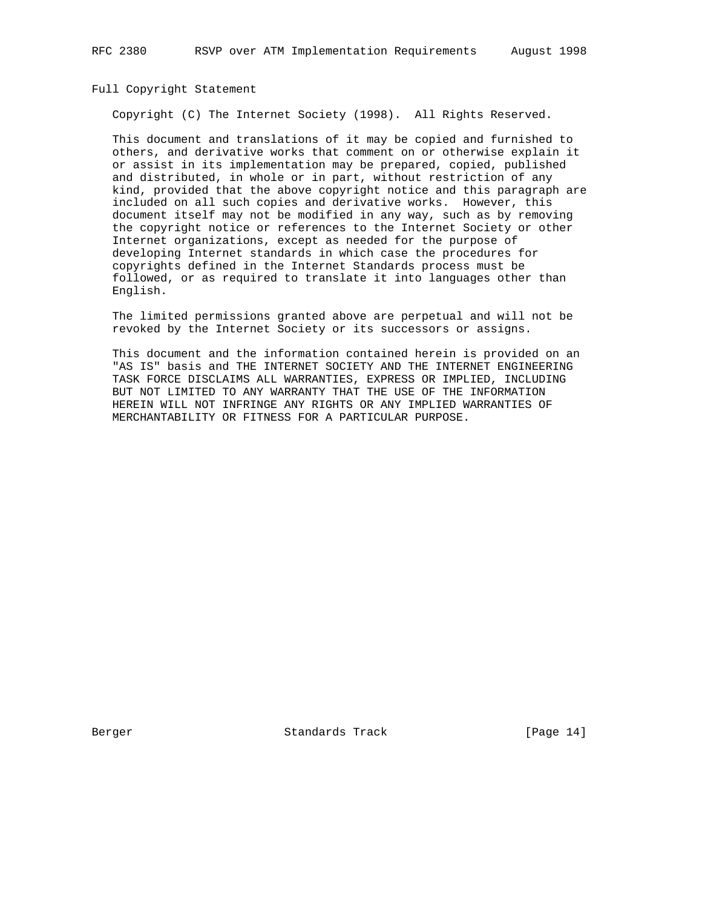## Full Copyright Statement

Copyright (C) The Internet Society (1998). All Rights Reserved.

This document and translations of it may be copied and furnished to others, and derivative works that comment on or otherwise explain it or assist in its implementation may be prepared, copied, published and distributed, in whole or in part, without restriction of any kind, provided that the above copyright notice and this paragraph are included on all such copies and derivative works. However, this document itself may not be modified in any way, such as by removing the copyright notice or references to the Internet Society or other Internet organizations, except as needed for the purpose of developing Internet standards in which case the procedures for copyrights defined in the Internet Standards process must be followed, or as required to translate it into languages other than English.

The limited permissions granted above are perpetual and will not be revoked by the Internet Society or its successors or assigns.

This document and the information contained herein is provided on an "AS IS" basis and THE INTERNET SOCIETY AND THE INTERNET ENGINEERING TASK FORCE DISCLAIMS ALL WARRANTIES, EXPRESS OR IMPLIED, INCLUDING BUT NOT LIMITED TO ANY WARRANTY THAT THE USE OF THE INFORMATION HEREIN WILL NOT INFRINGE ANY RIGHTS OR ANY IMPLIED WARRANTIES OF MERCHANTABILITY OR FITNESS FOR A PARTICULAR PURPOSE.